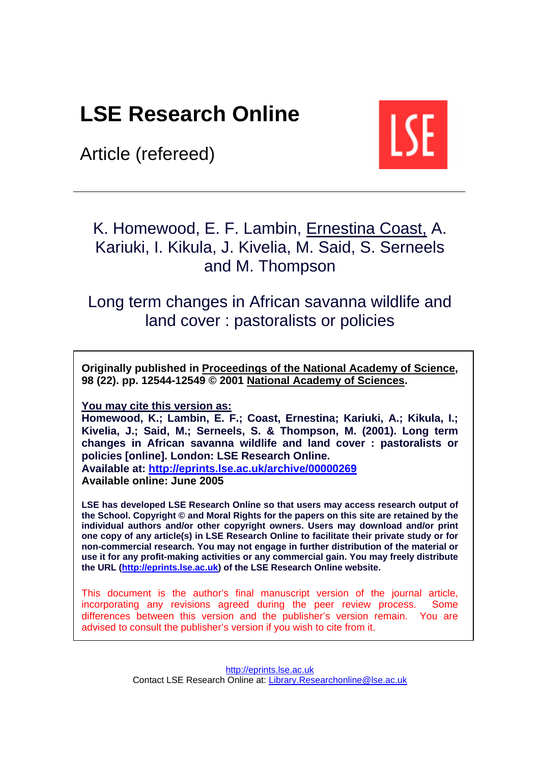# LSE Research Online

Article (refereed)

K. Homewood, E. F. Lambin, Ernestina Coast, A. Kariuki, I. Kikula, J. Kivelia, M. Said, S. Serneels and M. Thompson

## Long term changes in African savanna wildlife and land cover : pastoralists or policies

**Originally published in Proceedings of the National Academy of Science, 98 (22). pp. 12544-12549 © 2001 National Academy of Sciences.**

**You may cite this version as:**
**Homewood, K.; Lambin, E. F.; Coast, Ernestina; Kariuki, A.; Kikula, I.; Kivelia, J.; Said, M.; Serneels, S. & Thompson, M. (2001). Long term changes in African savanna wildlife and land cover : pastoralists or policies [online]. London: LSE Research Online.**
**Available at: http://eprints.lse.ac.uk/archive/00000269**
**Available online: June 2005**

**LSE has developed LSE Research Online so that users may access research output of the School. Copyright © and Moral Rights for the papers on this site are retained by the individual authors and/or other copyright owners. Users may download and/or print one copy of any article(s) in LSE Research Online to facilitate their private study or for non-commercial research. You may not engage in further distribution of the material or use it for any profit-making activities or any commercial gain. You may freely distribute the URL (http://eprints.lse.ac.uk) of the LSE Research Online website.**

This document is the author's final manuscript version of the journal article, incorporating any revisions agreed during the peer review process. Some differences between this version and the publisher's version remain. You are advised to consult the publisher's version if you wish to cite from it.

http://eprints.lse.ac.uk
Contact LSE Research Online at: Library.Researchonline@lse.ac.uk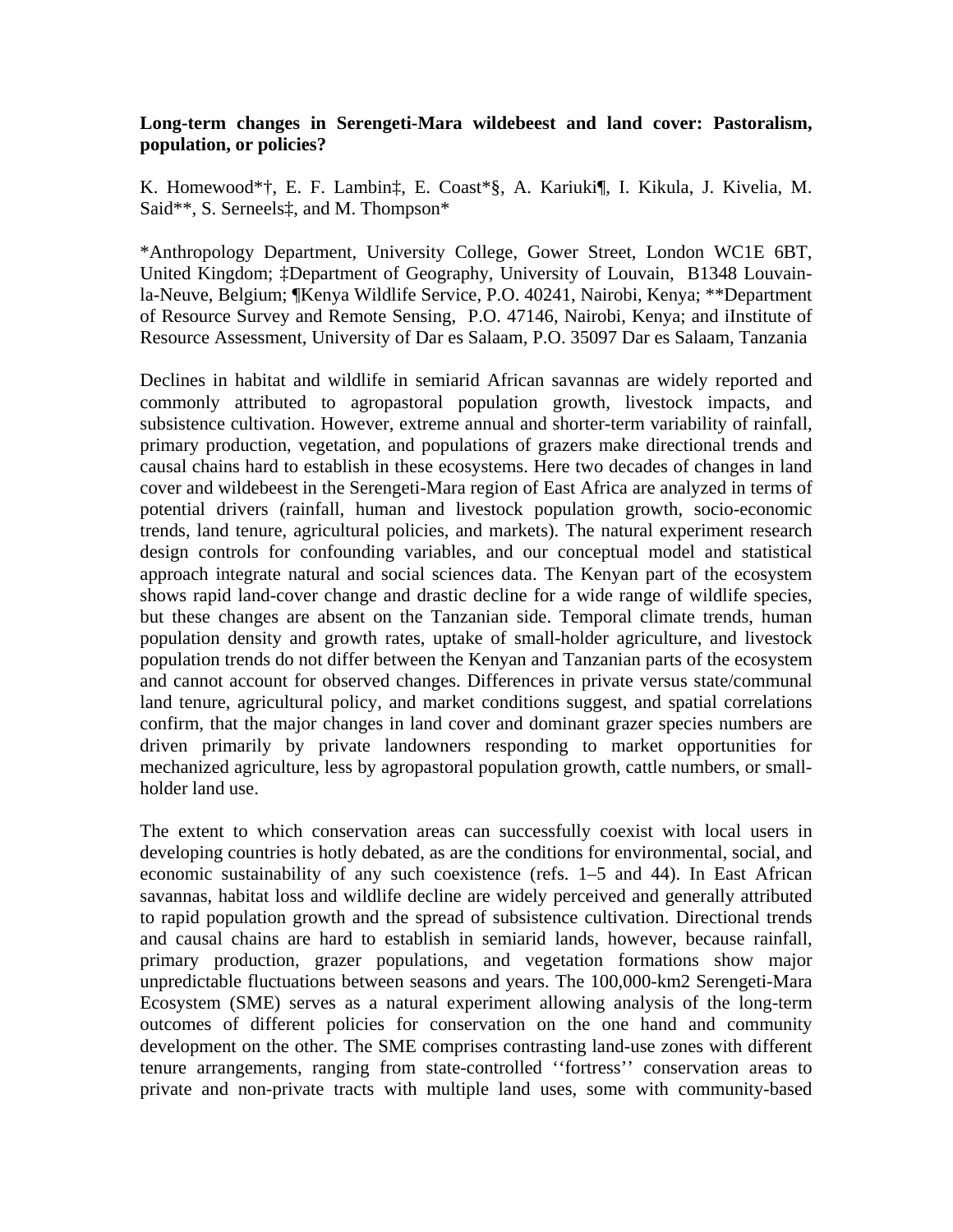**Long-term changes in Serengeti-Mara wildebeest and land cover: Pastoralism, population, or policies?**

K. Homewood*†, E. F. Lambin‡, E. Coast*§, A. Kariuki¶, I. Kikula, J. Kivelia, M. Said**, S. Serneels‡, and M. Thompson*

*Anthropology Department, University College, Gower Street, London WC1E 6BT, United Kingdom; ‡Department of Geography, University of Louvain, B1348 Louvain-la-Neuve, Belgium; ¶Kenya Wildlife Service, P.O. 40241, Nairobi, Kenya; **Department of Resource Survey and Remote Sensing, P.O. 47146, Nairobi, Kenya; and iInstitute of Resource Assessment, University of Dar es Salaam, P.O. 35097 Dar es Salaam, Tanzania

Declines in habitat and wildlife in semiarid African savannas are widely reported and commonly attributed to agropastoral population growth, livestock impacts, and subsistence cultivation. However, extreme annual and shorter-term variability of rainfall, primary production, vegetation, and populations of grazers make directional trends and causal chains hard to establish in these ecosystems. Here two decades of changes in land cover and wildebeest in the Serengeti-Mara region of East Africa are analyzed in terms of potential drivers (rainfall, human and livestock population growth, socio-economic trends, land tenure, agricultural policies, and markets). The natural experiment research design controls for confounding variables, and our conceptual model and statistical approach integrate natural and social sciences data. The Kenyan part of the ecosystem shows rapid land-cover change and drastic decline for a wide range of wildlife species, but these changes are absent on the Tanzanian side. Temporal climate trends, human population density and growth rates, uptake of small-holder agriculture, and livestock population trends do not differ between the Kenyan and Tanzanian parts of the ecosystem and cannot account for observed changes. Differences in private versus state/communal land tenure, agricultural policy, and market conditions suggest, and spatial correlations confirm, that the major changes in land cover and dominant grazer species numbers are driven primarily by private landowners responding to market opportunities for mechanized agriculture, less by agropastoral population growth, cattle numbers, or small-holder land use.

The extent to which conservation areas can successfully coexist with local users in developing countries is hotly debated, as are the conditions for environmental, social, and economic sustainability of any such coexistence (refs. 1–5 and 44). In East African savannas, habitat loss and wildlife decline are widely perceived and generally attributed to rapid population growth and the spread of subsistence cultivation. Directional trends and causal chains are hard to establish in semiarid lands, however, because rainfall, primary production, grazer populations, and vegetation formations show major unpredictable fluctuations between seasons and years. The 100,000-km2 Serengeti-Mara Ecosystem (SME) serves as a natural experiment allowing analysis of the long-term outcomes of different policies for conservation on the one hand and community development on the other. The SME comprises contrasting land-use zones with different tenure arrangements, ranging from state-controlled ''fortress'' conservation areas to private and non-private tracts with multiple land uses, some with community-based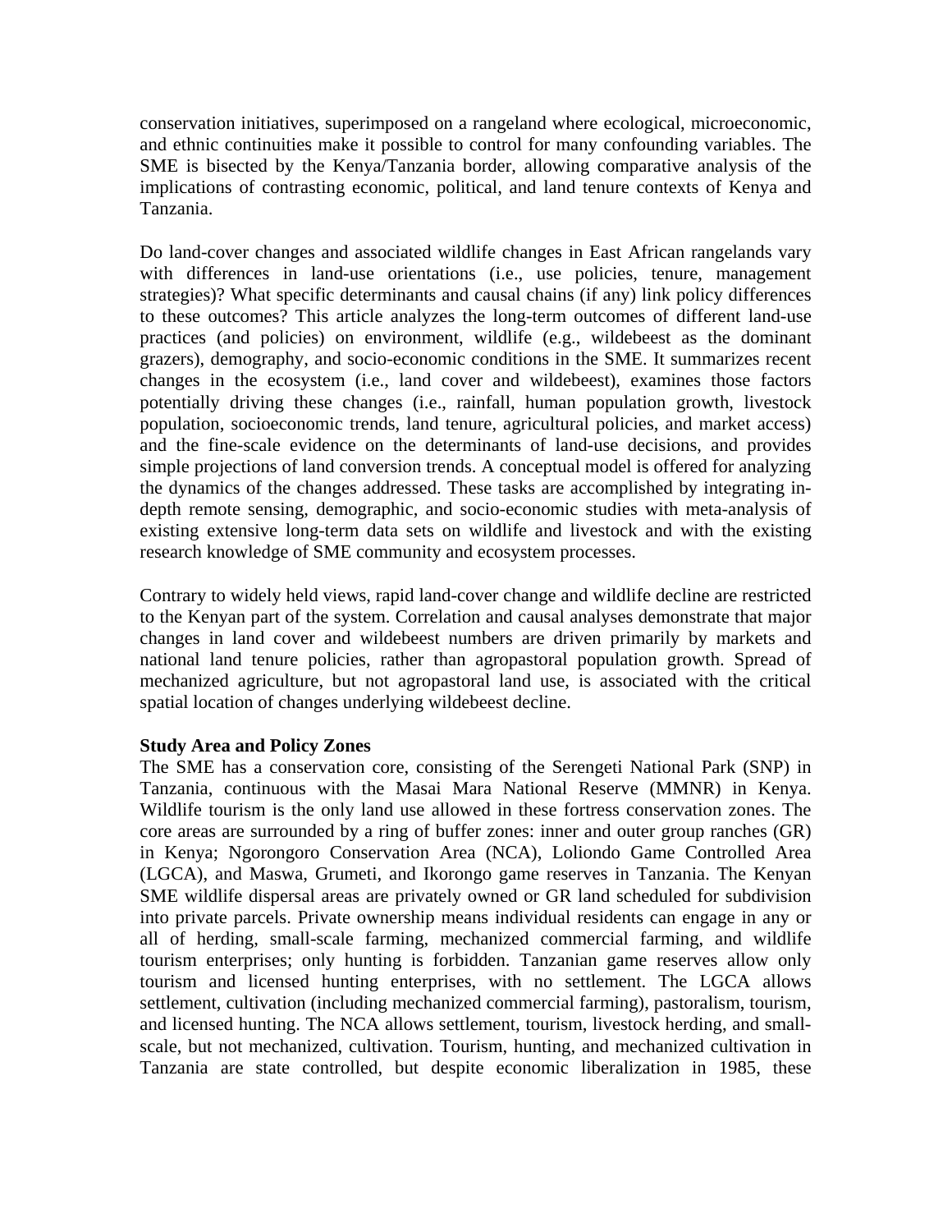conservation initiatives, superimposed on a rangeland where ecological, microeconomic, and ethnic continuities make it possible to control for many confounding variables. The SME is bisected by the Kenya/Tanzania border, allowing comparative analysis of the implications of contrasting economic, political, and land tenure contexts of Kenya and Tanzania.

Do land-cover changes and associated wildlife changes in East African rangelands vary with differences in land-use orientations (i.e., use policies, tenure, management strategies)? What specific determinants and causal chains (if any) link policy differences to these outcomes? This article analyzes the long-term outcomes of different land-use practices (and policies) on environment, wildlife (e.g., wildebeest as the dominant grazers), demography, and socio-economic conditions in the SME. It summarizes recent changes in the ecosystem (i.e., land cover and wildebeest), examines those factors potentially driving these changes (i.e., rainfall, human population growth, livestock population, socioeconomic trends, land tenure, agricultural policies, and market access) and the fine-scale evidence on the determinants of land-use decisions, and provides simple projections of land conversion trends. A conceptual model is offered for analyzing the dynamics of the changes addressed. These tasks are accomplished by integrating in-depth remote sensing, demographic, and socio-economic studies with meta-analysis of existing extensive long-term data sets on wildlife and livestock and with the existing research knowledge of SME community and ecosystem processes.

Contrary to widely held views, rapid land-cover change and wildlife decline are restricted to the Kenyan part of the system. Correlation and causal analyses demonstrate that major changes in land cover and wildebeest numbers are driven primarily by markets and national land tenure policies, rather than agropastoral population growth. Spread of mechanized agriculture, but not agropastoral land use, is associated with the critical spatial location of changes underlying wildebeest decline.

**Study Area and Policy Zones**

The SME has a conservation core, consisting of the Serengeti National Park (SNP) in Tanzania, continuous with the Masai Mara National Reserve (MMNR) in Kenya. Wildlife tourism is the only land use allowed in these fortress conservation zones. The core areas are surrounded by a ring of buffer zones: inner and outer group ranches (GR) in Kenya; Ngorongoro Conservation Area (NCA), Loliondo Game Controlled Area (LGCA), and Maswa, Grumeti, and Ikorongo game reserves in Tanzania. The Kenyan SME wildlife dispersal areas are privately owned or GR land scheduled for subdivision into private parcels. Private ownership means individual residents can engage in any or all of herding, small-scale farming, mechanized commercial farming, and wildlife tourism enterprises; only hunting is forbidden. Tanzanian game reserves allow only tourism and licensed hunting enterprises, with no settlement. The LGCA allows settlement, cultivation (including mechanized commercial farming), pastoralism, tourism, and licensed hunting. The NCA allows settlement, tourism, livestock herding, and small-scale, but not mechanized, cultivation. Tourism, hunting, and mechanized cultivation in Tanzania are state controlled, but despite economic liberalization in 1985, these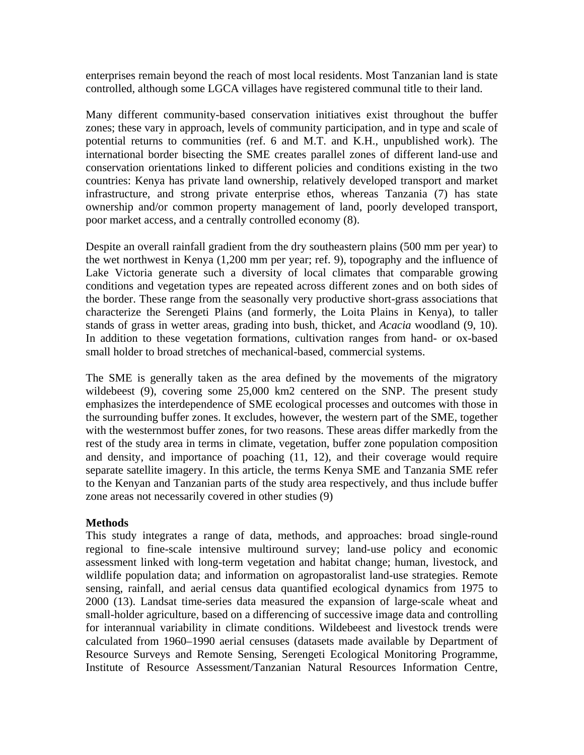enterprises remain beyond the reach of most local residents. Most Tanzanian land is state controlled, although some LGCA villages have registered communal title to their land.

Many different community-based conservation initiatives exist throughout the buffer zones; these vary in approach, levels of community participation, and in type and scale of potential returns to communities (ref. 6 and M.T. and K.H., unpublished work). The international border bisecting the SME creates parallel zones of different land-use and conservation orientations linked to different policies and conditions existing in the two countries: Kenya has private land ownership, relatively developed transport and market infrastructure, and strong private enterprise ethos, whereas Tanzania (7) has state ownership and/or common property management of land, poorly developed transport, poor market access, and a centrally controlled economy (8).

Despite an overall rainfall gradient from the dry southeastern plains (500 mm per year) to the wet northwest in Kenya (1,200 mm per year; ref. 9), topography and the influence of Lake Victoria generate such a diversity of local climates that comparable growing conditions and vegetation types are repeated across different zones and on both sides of the border. These range from the seasonally very productive short-grass associations that characterize the Serengeti Plains (and formerly, the Loita Plains in Kenya), to taller stands of grass in wetter areas, grading into bush, thicket, and *Acacia* woodland (9, 10). In addition to these vegetation formations, cultivation ranges from hand- or ox-based small holder to broad stretches of mechanical-based, commercial systems.

The SME is generally taken as the area defined by the movements of the migratory wildebeest (9), covering some 25,000 km2 centered on the SNP. The present study emphasizes the interdependence of SME ecological processes and outcomes with those in the surrounding buffer zones. It excludes, however, the western part of the SME, together with the westernmost buffer zones, for two reasons. These areas differ markedly from the rest of the study area in terms in climate, vegetation, buffer zone population composition and density, and importance of poaching (11, 12), and their coverage would require separate satellite imagery. In this article, the terms Kenya SME and Tanzania SME refer to the Kenyan and Tanzanian parts of the study area respectively, and thus include buffer zone areas not necessarily covered in other studies (9)

**Methods**

This study integrates a range of data, methods, and approaches: broad single-round regional to fine-scale intensive multiround survey; land-use policy and economic assessment linked with long-term vegetation and habitat change; human, livestock, and wildlife population data; and information on agropastoralist land-use strategies. Remote sensing, rainfall, and aerial census data quantified ecological dynamics from 1975 to 2000 (13). Landsat time-series data measured the expansion of large-scale wheat and small-holder agriculture, based on a differencing of successive image data and controlling for interannual variability in climate conditions. Wildebeest and livestock trends were calculated from 1960–1990 aerial censuses (datasets made available by Department of Resource Surveys and Remote Sensing, Serengeti Ecological Monitoring Programme, Institute of Resource Assessment/Tanzanian Natural Resources Information Centre,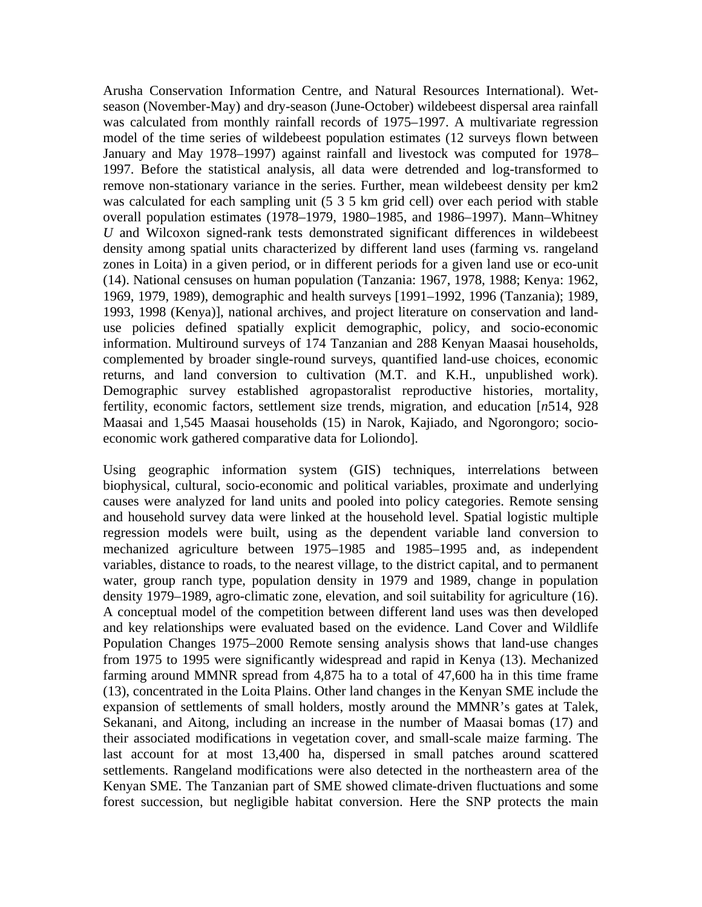Arusha Conservation Information Centre, and Natural Resources International). Wet-season (November-May) and dry-season (June-October) wildebeest dispersal area rainfall was calculated from monthly rainfall records of 1975–1997. A multivariate regression model of the time series of wildebeest population estimates (12 surveys flown between January and May 1978–1997) against rainfall and livestock was computed for 1978–1997. Before the statistical analysis, all data were detrended and log-transformed to remove non-stationary variance in the series. Further, mean wildebeest density per km2 was calculated for each sampling unit (5 3 5 km grid cell) over each period with stable overall population estimates (1978–1979, 1980–1985, and 1986–1997). Mann–Whitney *U* and Wilcoxon signed-rank tests demonstrated significant differences in wildebeest density among spatial units characterized by different land uses (farming vs. rangeland zones in Loita) in a given period, or in different periods for a given land use or eco-unit (14). National censuses on human population (Tanzania: 1967, 1978, 1988; Kenya: 1962, 1969, 1979, 1989), demographic and health surveys [1991–1992, 1996 (Tanzania); 1989, 1993, 1998 (Kenya)], national archives, and project literature on conservation and land-use policies defined spatially explicit demographic, policy, and socio-economic information. Multiround surveys of 174 Tanzanian and 288 Kenyan Maasai households, complemented by broader single-round surveys, quantified land-use choices, economic returns, and land conversion to cultivation (M.T. and K.H., unpublished work). Demographic survey established agropastoralist reproductive histories, mortality, fertility, economic factors, settlement size trends, migration, and education [*n*514, 928 Maasai and 1,545 Maasai households (15) in Narok, Kajiado, and Ngorongoro; socio-economic work gathered comparative data for Loliondo].

Using geographic information system (GIS) techniques, interrelations between biophysical, cultural, socio-economic and political variables, proximate and underlying causes were analyzed for land units and pooled into policy categories. Remote sensing and household survey data were linked at the household level. Spatial logistic multiple regression models were built, using as the dependent variable land conversion to mechanized agriculture between 1975–1985 and 1985–1995 and, as independent variables, distance to roads, to the nearest village, to the district capital, and to permanent water, group ranch type, population density in 1979 and 1989, change in population density 1979–1989, agro-climatic zone, elevation, and soil suitability for agriculture (16). A conceptual model of the competition between different land uses was then developed and key relationships were evaluated based on the evidence. Land Cover and Wildlife Population Changes 1975–2000 Remote sensing analysis shows that land-use changes from 1975 to 1995 were significantly widespread and rapid in Kenya (13). Mechanized farming around MMNR spread from 4,875 ha to a total of 47,600 ha in this time frame (13), concentrated in the Loita Plains. Other land changes in the Kenyan SME include the expansion of settlements of small holders, mostly around the MMNR's gates at Talek, Sekanani, and Aitong, including an increase in the number of Maasai bomas (17) and their associated modifications in vegetation cover, and small-scale maize farming. The last account for at most 13,400 ha, dispersed in small patches around scattered settlements. Rangeland modifications were also detected in the northeastern area of the Kenyan SME. The Tanzanian part of SME showed climate-driven fluctuations and some forest succession, but negligible habitat conversion. Here the SNP protects the main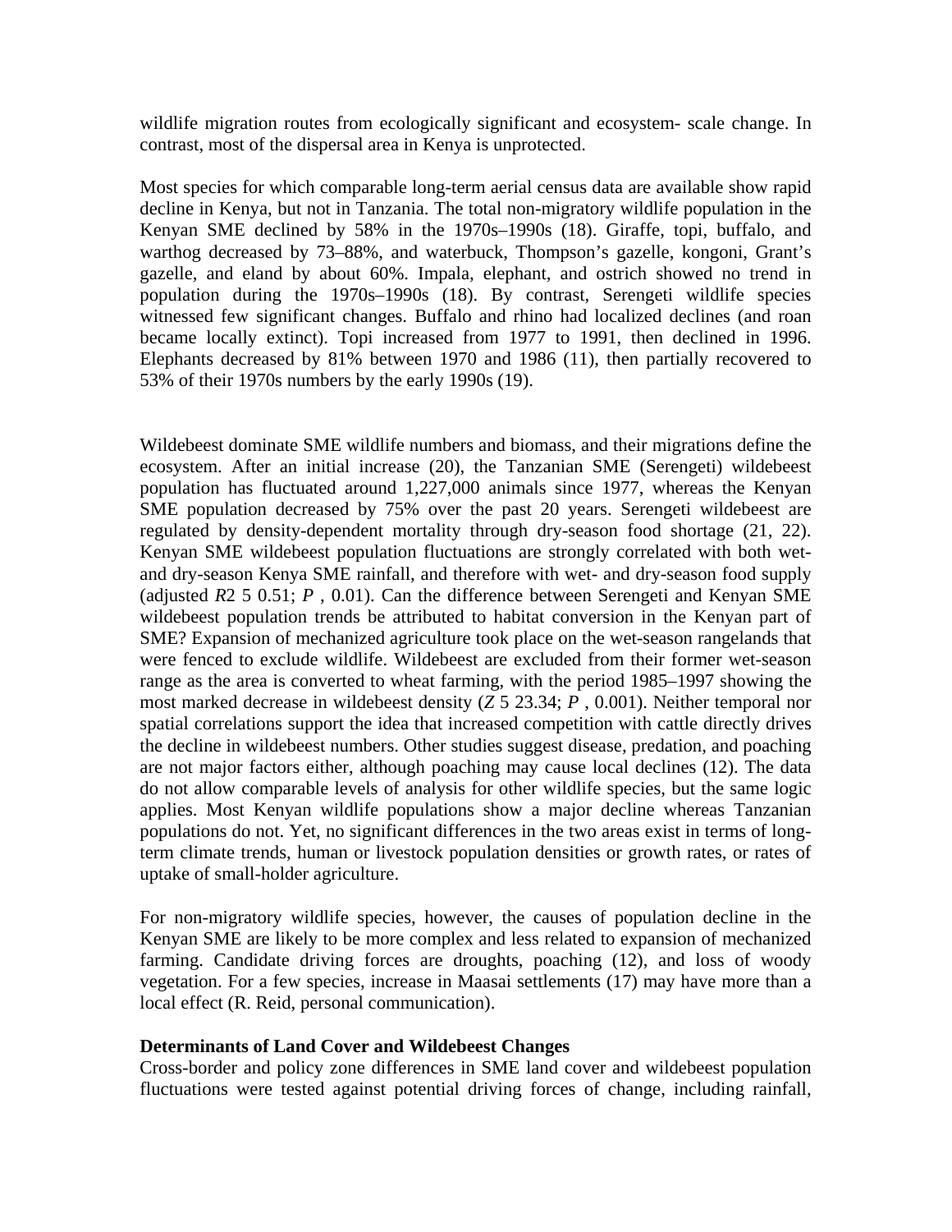wildlife migration routes from ecologically significant and ecosystem- scale change. In contrast, most of the dispersal area in Kenya is unprotected.

Most species for which comparable long-term aerial census data are available show rapid decline in Kenya, but not in Tanzania. The total non-migratory wildlife population in the Kenyan SME declined by 58% in the 1970s–1990s (18). Giraffe, topi, buffalo, and warthog decreased by 73–88%, and waterbuck, Thompson's gazelle, kongoni, Grant's gazelle, and eland by about 60%. Impala, elephant, and ostrich showed no trend in population during the 1970s–1990s (18). By contrast, Serengeti wildlife species witnessed few significant changes. Buffalo and rhino had localized declines (and roan became locally extinct). Topi increased from 1977 to 1991, then declined in 1996. Elephants decreased by 81% between 1970 and 1986 (11), then partially recovered to 53% of their 1970s numbers by the early 1990s (19).

Wildebeest dominate SME wildlife numbers and biomass, and their migrations define the ecosystem. After an initial increase (20), the Tanzanian SME (Serengeti) wildebeest population has fluctuated around 1,227,000 animals since 1977, whereas the Kenyan SME population decreased by 75% over the past 20 years. Serengeti wildebeest are regulated by density-dependent mortality through dry-season food shortage (21, 22). Kenyan SME wildebeest population fluctuations are strongly correlated with both wet- and dry-season Kenya SME rainfall, and therefore with wet- and dry-season food supply (adjusted $R2$ 5 0.51; $P$ , 0.01). Can the difference between Serengeti and Kenyan SME wildebeest population trends be attributed to habitat conversion in the Kenyan part of SME? Expansion of mechanized agriculture took place on the wet-season rangelands that were fenced to exclude wildlife. Wildebeest are excluded from their former wet-season range as the area is converted to wheat farming, with the period 1985–1997 showing the most marked decrease in wildebeest density ($Z$ 5 23.34; $P$ , 0.001). Neither temporal nor spatial correlations support the idea that increased competition with cattle directly drives the decline in wildebeest numbers. Other studies suggest disease, predation, and poaching are not major factors either, although poaching may cause local declines (12). The data do not allow comparable levels of analysis for other wildlife species, but the same logic applies. Most Kenyan wildlife populations show a major decline whereas Tanzanian populations do not. Yet, no significant differences in the two areas exist in terms of long-term climate trends, human or livestock population densities or growth rates, or rates of uptake of small-holder agriculture.

For non-migratory wildlife species, however, the causes of population decline in the Kenyan SME are likely to be more complex and less related to expansion of mechanized farming. Candidate driving forces are droughts, poaching (12), and loss of woody vegetation. For a few species, increase in Maasai settlements (17) may have more than a local effect (R. Reid, personal communication).

### Determinants of Land Cover and Wildebeest Changes

Cross-border and policy zone differences in SME land cover and wildebeest population fluctuations were tested against potential driving forces of change, including rainfall,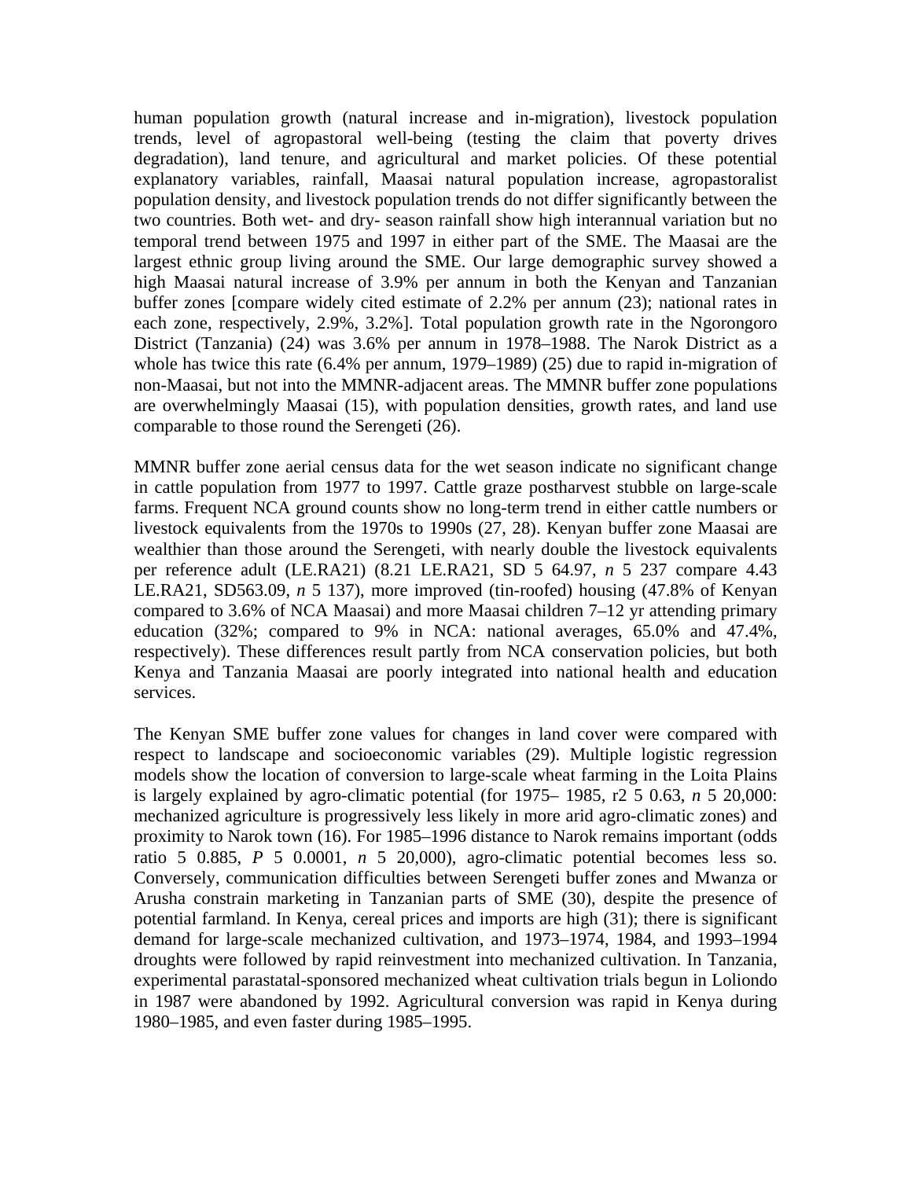human population growth (natural increase and in-migration), livestock population trends, level of agropastoral well-being (testing the claim that poverty drives degradation), land tenure, and agricultural and market policies. Of these potential explanatory variables, rainfall, Maasai natural population increase, agropastoralist population density, and livestock population trends do not differ significantly between the two countries. Both wet- and dry- season rainfall show high interannual variation but no temporal trend between 1975 and 1997 in either part of the SME. The Maasai are the largest ethnic group living around the SME. Our large demographic survey showed a high Maasai natural increase of 3.9% per annum in both the Kenyan and Tanzanian buffer zones [compare widely cited estimate of 2.2% per annum (23); national rates in each zone, respectively, 2.9%, 3.2%]. Total population growth rate in the Ngorongoro District (Tanzania) (24) was 3.6% per annum in 1978–1988. The Narok District as a whole has twice this rate (6.4% per annum, 1979–1989) (25) due to rapid in-migration of non-Maasai, but not into the MMNR-adjacent areas. The MMNR buffer zone populations are overwhelmingly Maasai (15), with population densities, growth rates, and land use comparable to those round the Serengeti (26).

MMNR buffer zone aerial census data for the wet season indicate no significant change in cattle population from 1977 to 1997. Cattle graze postharvest stubble on large-scale farms. Frequent NCA ground counts show no long-term trend in either cattle numbers or livestock equivalents from the 1970s to 1990s (27, 28). Kenyan buffer zone Maasai are wealthier than those around the Serengeti, with nearly double the livestock equivalents per reference adult (LE.RA21) (8.21 LE.RA21, SD 5 64.97, *n* 5 237 compare 4.43 LE.RA21, SD563.09, *n* 5 137), more improved (tin-roofed) housing (47.8% of Kenyan compared to 3.6% of NCA Maasai) and more Maasai children 7–12 yr attending primary education (32%; compared to 9% in NCA: national averages, 65.0% and 47.4%, respectively). These differences result partly from NCA conservation policies, but both Kenya and Tanzania Maasai are poorly integrated into national health and education services.

The Kenyan SME buffer zone values for changes in land cover were compared with respect to landscape and socioeconomic variables (29). Multiple logistic regression models show the location of conversion to large-scale wheat farming in the Loita Plains is largely explained by agro-climatic potential (for 1975– 1985, r2 5 0.63, *n* 5 20,000: mechanized agriculture is progressively less likely in more arid agro-climatic zones) and proximity to Narok town (16). For 1985–1996 distance to Narok remains important (odds ratio 5 0.885, *P* 5 0.0001, *n* 5 20,000), agro-climatic potential becomes less so. Conversely, communication difficulties between Serengeti buffer zones and Mwanza or Arusha constrain marketing in Tanzanian parts of SME (30), despite the presence of potential farmland. In Kenya, cereal prices and imports are high (31); there is significant demand for large-scale mechanized cultivation, and 1973–1974, 1984, and 1993–1994 droughts were followed by rapid reinvestment into mechanized cultivation. In Tanzania, experimental parastatal-sponsored mechanized wheat cultivation trials begun in Loliondo in 1987 were abandoned by 1992. Agricultural conversion was rapid in Kenya during 1980–1985, and even faster during 1985–1995.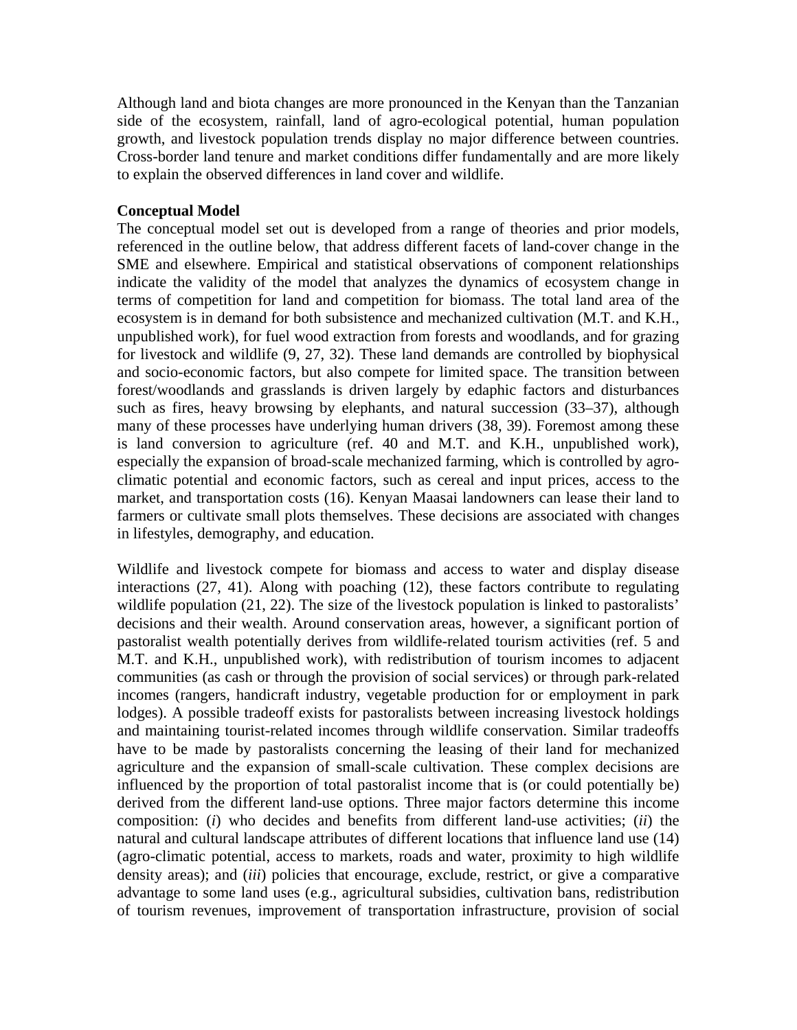Although land and biota changes are more pronounced in the Kenyan than the Tanzanian side of the ecosystem, rainfall, land of agro-ecological potential, human population growth, and livestock population trends display no major difference between countries. Cross-border land tenure and market conditions differ fundamentally and are more likely to explain the observed differences in land cover and wildlife.

**Conceptual Model**

The conceptual model set out is developed from a range of theories and prior models, referenced in the outline below, that address different facets of land-cover change in the SME and elsewhere. Empirical and statistical observations of component relationships indicate the validity of the model that analyzes the dynamics of ecosystem change in terms of competition for land and competition for biomass. The total land area of the ecosystem is in demand for both subsistence and mechanized cultivation (M.T. and K.H., unpublished work), for fuel wood extraction from forests and woodlands, and for grazing for livestock and wildlife (9, 27, 32). These land demands are controlled by biophysical and socio-economic factors, but also compete for limited space. The transition between forest/woodlands and grasslands is driven largely by edaphic factors and disturbances such as fires, heavy browsing by elephants, and natural succession (33–37), although many of these processes have underlying human drivers (38, 39). Foremost among these is land conversion to agriculture (ref. 40 and M.T. and K.H., unpublished work), especially the expansion of broad-scale mechanized farming, which is controlled by agro-climatic potential and economic factors, such as cereal and input prices, access to the market, and transportation costs (16). Kenyan Maasai landowners can lease their land to farmers or cultivate small plots themselves. These decisions are associated with changes in lifestyles, demography, and education.

Wildlife and livestock compete for biomass and access to water and display disease interactions (27, 41). Along with poaching (12), these factors contribute to regulating wildlife population (21, 22). The size of the livestock population is linked to pastoralists' decisions and their wealth. Around conservation areas, however, a significant portion of pastoralist wealth potentially derives from wildlife-related tourism activities (ref. 5 and M.T. and K.H., unpublished work), with redistribution of tourism incomes to adjacent communities (as cash or through the provision of social services) or through park-related incomes (rangers, handicraft industry, vegetable production for or employment in park lodges). A possible tradeoff exists for pastoralists between increasing livestock holdings and maintaining tourist-related incomes through wildlife conservation. Similar tradeoffs have to be made by pastoralists concerning the leasing of their land for mechanized agriculture and the expansion of small-scale cultivation. These complex decisions are influenced by the proportion of total pastoralist income that is (or could potentially be) derived from the different land-use options. Three major factors determine this income composition: (*i*) who decides and benefits from different land-use activities; (*ii*) the natural and cultural landscape attributes of different locations that influence land use (14) (agro-climatic potential, access to markets, roads and water, proximity to high wildlife density areas); and (*iii*) policies that encourage, exclude, restrict, or give a comparative advantage to some land uses (e.g., agricultural subsidies, cultivation bans, redistribution of tourism revenues, improvement of transportation infrastructure, provision of social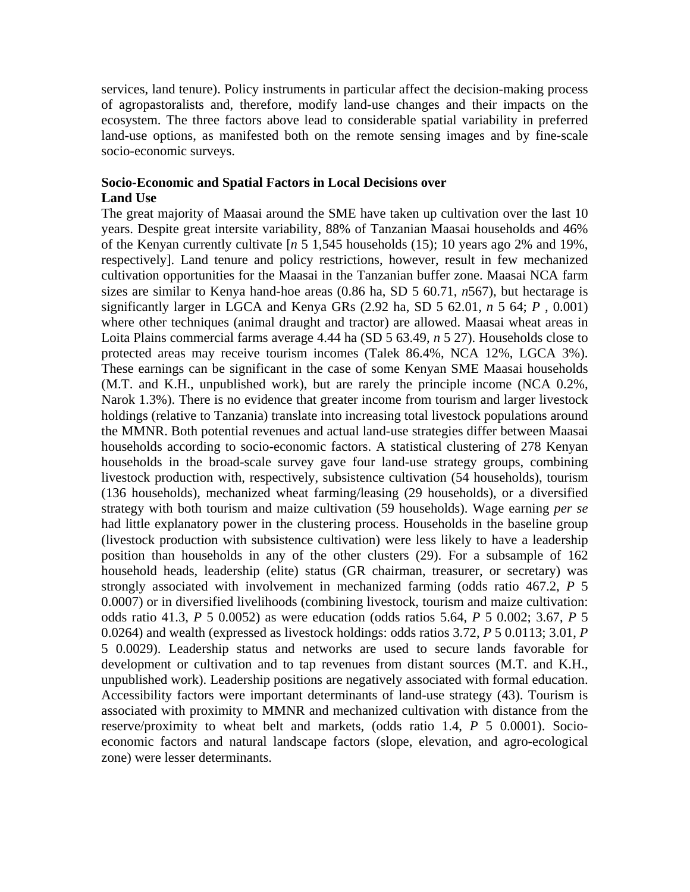services, land tenure). Policy instruments in particular affect the decision-making process of agropastoralists and, therefore, modify land-use changes and their impacts on the ecosystem. The three factors above lead to considerable spatial variability in preferred land-use options, as manifested both on the remote sensing images and by fine-scale socio-economic surveys.

**Socio-Economic and Spatial Factors in Local Decisions over Land Use**

The great majority of Maasai around the SME have taken up cultivation over the last 10 years. Despite great intersite variability, 88% of Tanzanian Maasai households and 46% of the Kenyan currently cultivate [*n* 5 1,545 households (15); 10 years ago 2% and 19%, respectively]. Land tenure and policy restrictions, however, result in few mechanized cultivation opportunities for the Maasai in the Tanzanian buffer zone. Maasai NCA farm sizes are similar to Kenya hand-hoe areas (0.86 ha, SD 5 60.71, *n*567), but hectarage is significantly larger in LGCA and Kenya GRs (2.92 ha, SD 5 62.01, *n* 5 64; *P* , 0.001) where other techniques (animal draught and tractor) are allowed. Maasai wheat areas in Loita Plains commercial farms average 4.44 ha (SD 5 63.49, *n* 5 27). Households close to protected areas may receive tourism incomes (Talek 86.4%, NCA 12%, LGCA 3%). These earnings can be significant in the case of some Kenyan SME Maasai households (M.T. and K.H., unpublished work), but are rarely the principle income (NCA 0.2%, Narok 1.3%). There is no evidence that greater income from tourism and larger livestock holdings (relative to Tanzania) translate into increasing total livestock populations around the MMNR. Both potential revenues and actual land-use strategies differ between Maasai households according to socio-economic factors. A statistical clustering of 278 Kenyan households in the broad-scale survey gave four land-use strategy groups, combining livestock production with, respectively, subsistence cultivation (54 households), tourism (136 households), mechanized wheat farming/leasing (29 households), or a diversified strategy with both tourism and maize cultivation (59 households). Wage earning *per se* had little explanatory power in the clustering process. Households in the baseline group (livestock production with subsistence cultivation) were less likely to have a leadership position than households in any of the other clusters (29). For a subsample of 162 household heads, leadership (elite) status (GR chairman, treasurer, or secretary) was strongly associated with involvement in mechanized farming (odds ratio 467.2, *P* 5 0.0007) or in diversified livelihoods (combining livestock, tourism and maize cultivation: odds ratio 41.3, *P* 5 0.0052) as were education (odds ratios 5.64, *P* 5 0.002; 3.67, *P* 5 0.0264) and wealth (expressed as livestock holdings: odds ratios 3.72, *P* 5 0.0113; 3.01, *P* 5 0.0029). Leadership status and networks are used to secure lands favorable for development or cultivation and to tap revenues from distant sources (M.T. and K.H., unpublished work). Leadership positions are negatively associated with formal education. Accessibility factors were important determinants of land-use strategy (43). Tourism is associated with proximity to MMNR and mechanized cultivation with distance from the reserve/proximity to wheat belt and markets, (odds ratio 1.4, *P* 5 0.0001). Socio-economic factors and natural landscape factors (slope, elevation, and agro-ecological zone) were lesser determinants.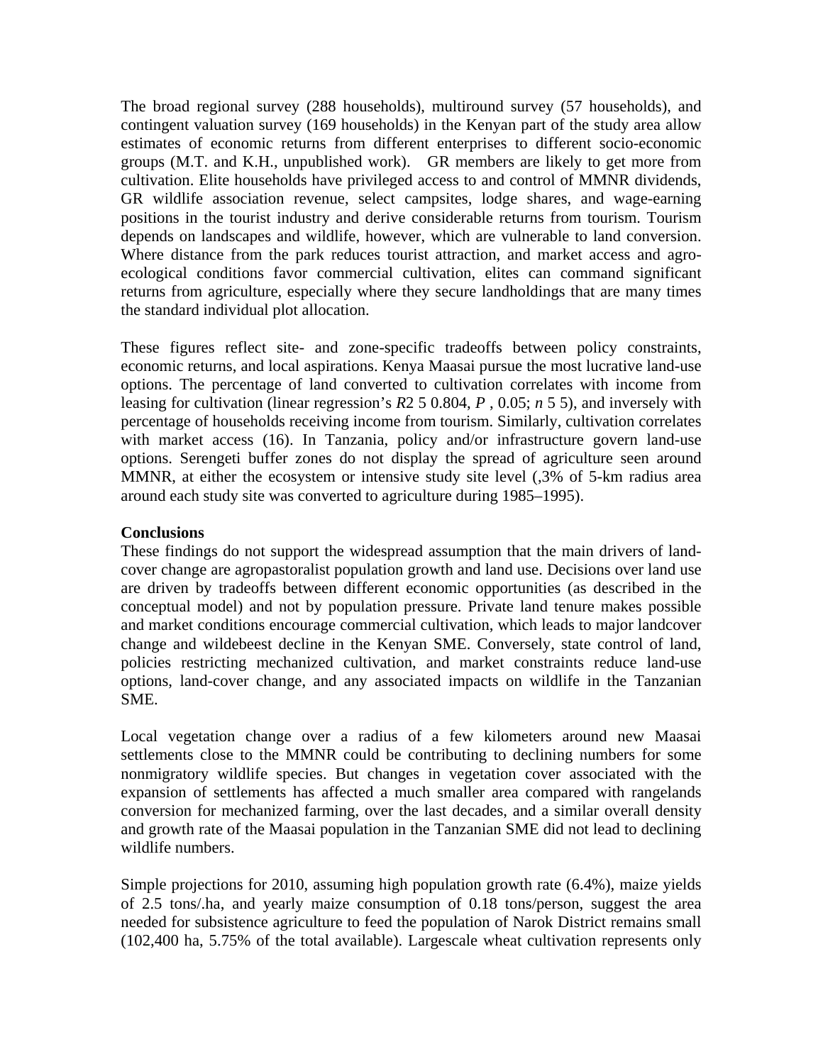The broad regional survey (288 households), multiround survey (57 households), and contingent valuation survey (169 households) in the Kenyan part of the study area allow estimates of economic returns from different enterprises to different socio-economic groups (M.T. and K.H., unpublished work). GR members are likely to get more from cultivation. Elite households have privileged access to and control of MMNR dividends, GR wildlife association revenue, select campsites, lodge shares, and wage-earning positions in the tourist industry and derive considerable returns from tourism. Tourism depends on landscapes and wildlife, however, which are vulnerable to land conversion. Where distance from the park reduces tourist attraction, and market access and agro-ecological conditions favor commercial cultivation, elites can command significant returns from agriculture, especially where they secure landholdings that are many times the standard individual plot allocation.

These figures reflect site- and zone-specific tradeoffs between policy constraints, economic returns, and local aspirations. Kenya Maasai pursue the most lucrative land-use options. The percentage of land converted to cultivation correlates with income from leasing for cultivation (linear regression's *R*2 5 0.804, *P* , 0.05; *n* 5 5), and inversely with percentage of households receiving income from tourism. Similarly, cultivation correlates with market access (16). In Tanzania, policy and/or infrastructure govern land-use options. Serengeti buffer zones do not display the spread of agriculture seen around MMNR, at either the ecosystem or intensive study site level (,3% of 5-km radius area around each study site was converted to agriculture during 1985–1995).

**Conclusions**

These findings do not support the widespread assumption that the main drivers of land-cover change are agropastoralist population growth and land use. Decisions over land use are driven by tradeoffs between different economic opportunities (as described in the conceptual model) and not by population pressure. Private land tenure makes possible and market conditions encourage commercial cultivation, which leads to major landcover change and wildebeest decline in the Kenyan SME. Conversely, state control of land, policies restricting mechanized cultivation, and market constraints reduce land-use options, land-cover change, and any associated impacts on wildlife in the Tanzanian SME.

Local vegetation change over a radius of a few kilometers around new Maasai settlements close to the MMNR could be contributing to declining numbers for some nonmigratory wildlife species. But changes in vegetation cover associated with the expansion of settlements has affected a much smaller area compared with rangelands conversion for mechanized farming, over the last decades, and a similar overall density and growth rate of the Maasai population in the Tanzanian SME did not lead to declining wildlife numbers.

Simple projections for 2010, assuming high population growth rate (6.4%), maize yields of 2.5 tons/.ha, and yearly maize consumption of 0.18 tons/person, suggest the area needed for subsistence agriculture to feed the population of Narok District remains small (102,400 ha, 5.75% of the total available). Largescale wheat cultivation represents only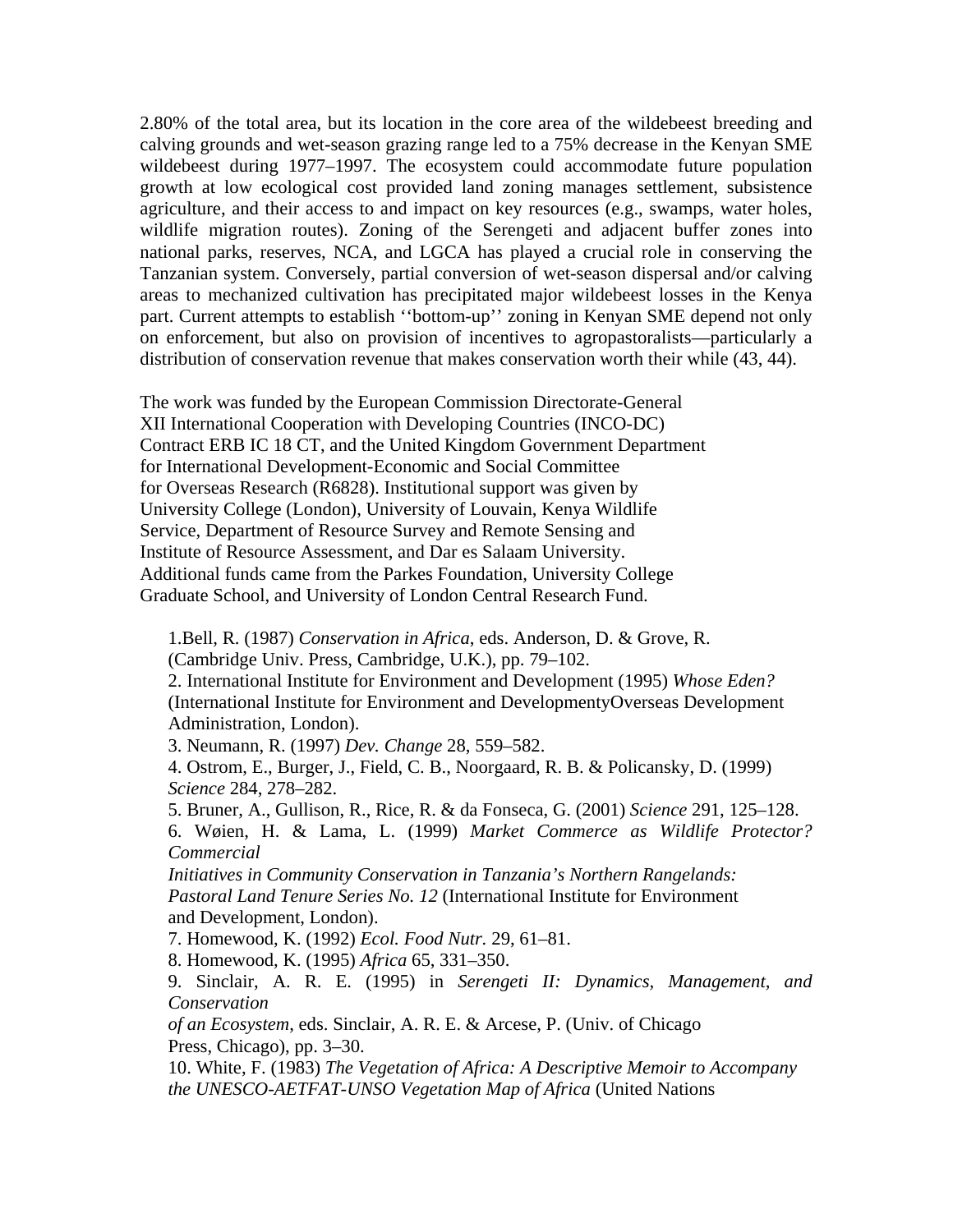2.80% of the total area, but its location in the core area of the wildebeest breeding and calving grounds and wet-season grazing range led to a 75% decrease in the Kenyan SME wildebeest during 1977–1997. The ecosystem could accommodate future population growth at low ecological cost provided land zoning manages settlement, subsistence agriculture, and their access to and impact on key resources (e.g., swamps, water holes, wildlife migration routes). Zoning of the Serengeti and adjacent buffer zones into national parks, reserves, NCA, and LGCA has played a crucial role in conserving the Tanzanian system. Conversely, partial conversion of wet-season dispersal and/or calving areas to mechanized cultivation has precipitated major wildebeest losses in the Kenya part. Current attempts to establish ''bottom-up'' zoning in Kenyan SME depend not only on enforcement, but also on provision of incentives to agropastoralists—particularly a distribution of conservation revenue that makes conservation worth their while (43, 44).

The work was funded by the European Commission Directorate-General XII International Cooperation with Developing Countries (INCO-DC) Contract ERB IC 18 CT, and the United Kingdom Government Department for International Development-Economic and Social Committee for Overseas Research (R6828). Institutional support was given by University College (London), University of Louvain, Kenya Wildlife Service, Department of Resource Survey and Remote Sensing and Institute of Resource Assessment, and Dar es Salaam University. Additional funds came from the Parkes Foundation, University College Graduate School, and University of London Central Research Fund.

1. Bell, R. (1987) *Conservation in Africa*, eds. Anderson, D. & Grove, R. (Cambridge Univ. Press, Cambridge, U.K.), pp. 79–102.
2. International Institute for Environment and Development (1995) *Whose Eden?* (International Institute for Environment and DevelopmentyOverseas Development Administration, London).
3. Neumann, R. (1997) *Dev. Change* 28, 559–582.
4. Ostrom, E., Burger, J., Field, C. B., Noorgaard, R. B. & Policansky, D. (1999) *Science* 284, 278–282.
5. Bruner, A., Gullison, R., Rice, R. & da Fonseca, G. (2001) *Science* 291, 125–128.
6. Wøien, H. & Lama, L. (1999) *Market Commerce as Wildlife Protector? Commercial Initiatives in Community Conservation in Tanzania's Northern Rangelands: Pastoral Land Tenure Series No. 12* (International Institute for Environment and Development, London).
7. Homewood, K. (1992) *Ecol. Food Nutr.* 29, 61–81.
8. Homewood, K. (1995) *Africa* 65, 331–350.
9. Sinclair, A. R. E. (1995) in *Serengeti II: Dynamics, Management, and Conservation of an Ecosystem*, eds. Sinclair, A. R. E. & Arcese, P. (Univ. of Chicago Press, Chicago), pp. 3–30.
10. White, F. (1983) *The Vegetation of Africa: A Descriptive Memoir to Accompany the UNESCO-AETFAT-UNSO Vegetation Map of Africa* (United Nations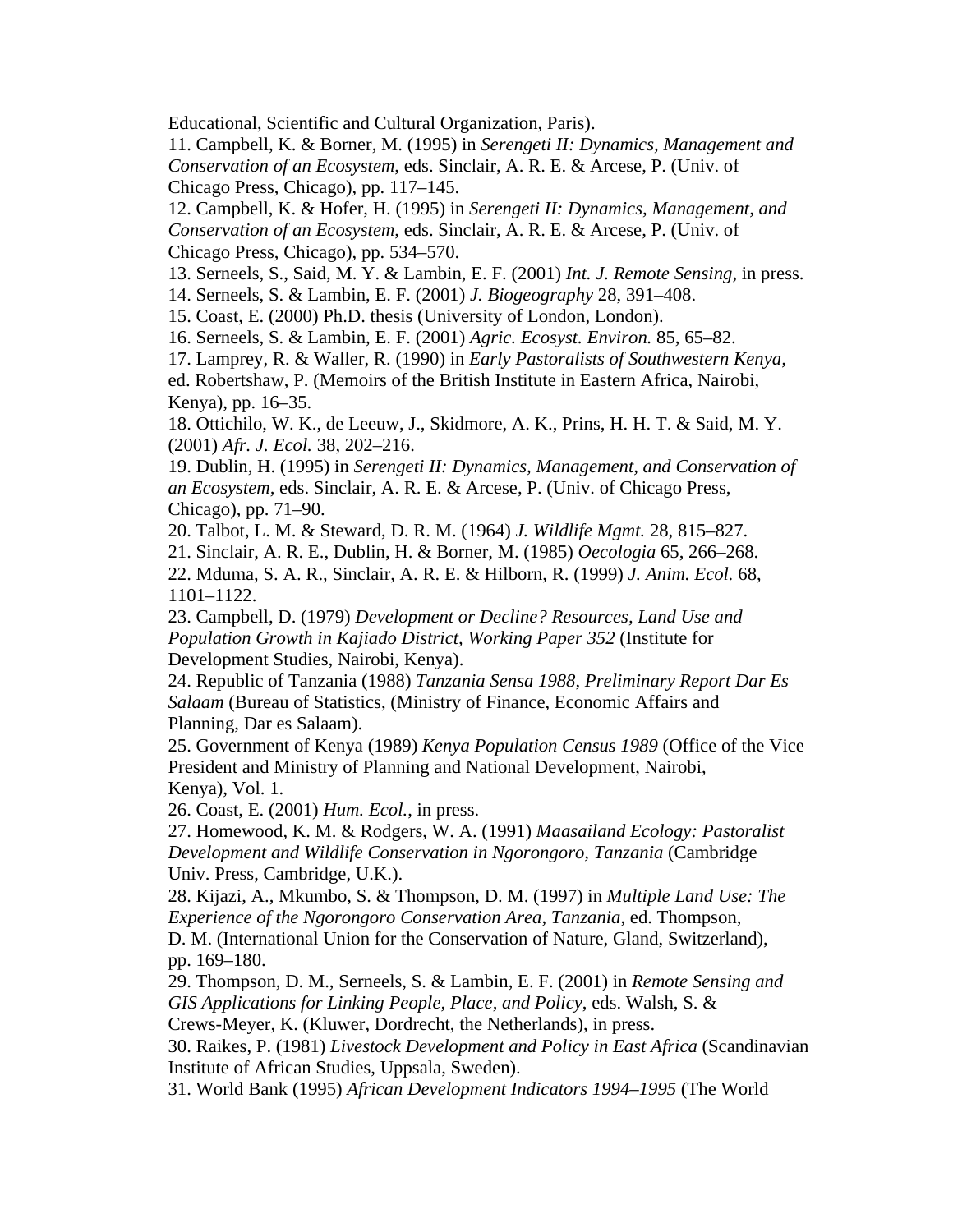Educational, Scientific and Cultural Organization, Paris).

11. Campbell, K. & Borner, M. (1995) in *Serengeti II: Dynamics, Management and Conservation of an Ecosystem*, eds. Sinclair, A. R. E. & Arcese, P. (Univ. of Chicago Press, Chicago), pp. 117–145.

12. Campbell, K. & Hofer, H. (1995) in *Serengeti II: Dynamics, Management, and Conservation of an Ecosystem*, eds. Sinclair, A. R. E. & Arcese, P. (Univ. of Chicago Press, Chicago), pp. 534–570.

13. Serneels, S., Said, M. Y. & Lambin, E. F. (2001) *Int. J. Remote Sensing*, in press.

14. Serneels, S. & Lambin, E. F. (2001) *J. Biogeography* 28, 391–408.

15. Coast, E. (2000) Ph.D. thesis (University of London, London).

16. Serneels, S. & Lambin, E. F. (2001) *Agric. Ecosyst. Environ.* 85, 65–82.

17. Lamprey, R. & Waller, R. (1990) in *Early Pastoralists of Southwestern Kenya*, ed. Robertshaw, P. (Memoirs of the British Institute in Eastern Africa, Nairobi, Kenya), pp. 16–35.

18. Ottichilo, W. K., de Leeuw, J., Skidmore, A. K., Prins, H. H. T. & Said, M. Y. (2001) *Afr. J. Ecol.* 38, 202–216.

19. Dublin, H. (1995) in *Serengeti II: Dynamics, Management, and Conservation of an Ecosystem*, eds. Sinclair, A. R. E. & Arcese, P. (Univ. of Chicago Press, Chicago), pp. 71–90.

20. Talbot, L. M. & Steward, D. R. M. (1964) *J. Wildlife Mgmt.* 28, 815–827.

21. Sinclair, A. R. E., Dublin, H. & Borner, M. (1985) *Oecologia* 65, 266–268.

22. Mduma, S. A. R., Sinclair, A. R. E. & Hilborn, R. (1999) *J. Anim. Ecol.* 68, 1101–1122.

23. Campbell, D. (1979) *Development or Decline? Resources, Land Use and Population Growth in Kajiado District, Working Paper 352* (Institute for Development Studies, Nairobi, Kenya).

24. Republic of Tanzania (1988) *Tanzania Sensa 1988, Preliminary Report Dar Es Salaam* (Bureau of Statistics, (Ministry of Finance, Economic Affairs and Planning, Dar es Salaam).

25. Government of Kenya (1989) *Kenya Population Census 1989* (Office of the Vice President and Ministry of Planning and National Development, Nairobi, Kenya), Vol. 1.

26. Coast, E. (2001) *Hum. Ecol.*, in press.

27. Homewood, K. M. & Rodgers, W. A. (1991) *Maasailand Ecology: Pastoralist Development and Wildlife Conservation in Ngorongoro, Tanzania* (Cambridge Univ. Press, Cambridge, U.K.).

28. Kijazi, A., Mkumbo, S. & Thompson, D. M. (1997) in *Multiple Land Use: The Experience of the Ngorongoro Conservation Area, Tanzania*, ed. Thompson, D. M. (International Union for the Conservation of Nature, Gland, Switzerland), pp. 169–180.

29. Thompson, D. M., Serneels, S. & Lambin, E. F. (2001) in *Remote Sensing and GIS Applications for Linking People, Place, and Policy*, eds. Walsh, S. & Crews-Meyer, K. (Kluwer, Dordrecht, the Netherlands), in press.

30. Raikes, P. (1981) *Livestock Development and Policy in East Africa* (Scandinavian Institute of African Studies, Uppsala, Sweden).

31. World Bank (1995) *African Development Indicators 1994–1995* (The World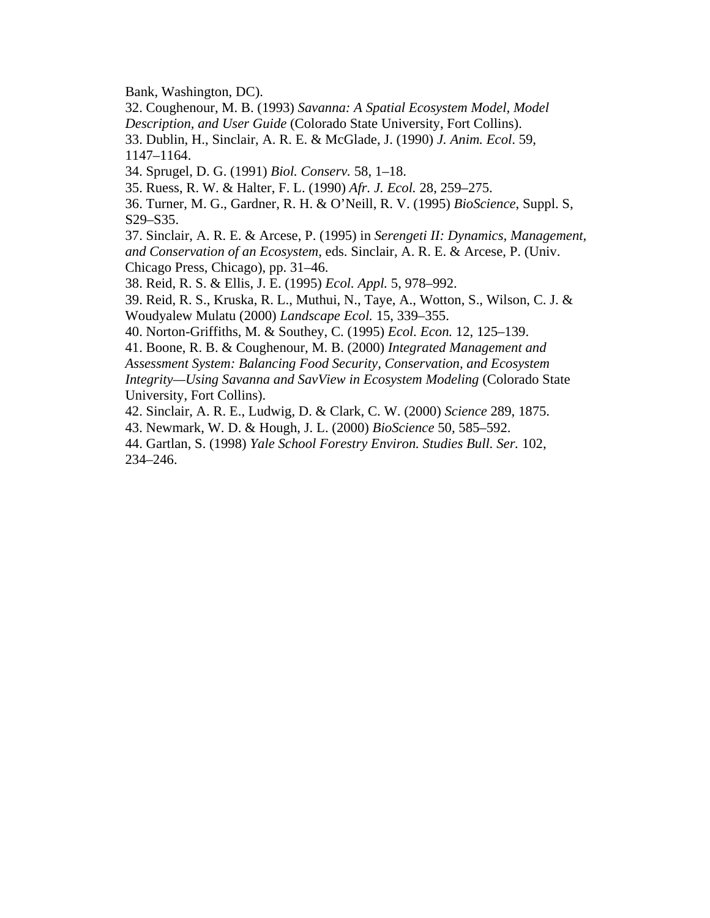Bank, Washington, DC).

32. Coughenour, M. B. (1993) *Savanna: A Spatial Ecosystem Model, Model Description, and User Guide* (Colorado State University, Fort Collins).

33. Dublin, H., Sinclair, A. R. E. & McGlade, J. (1990) *J. Anim. Ecol*. 59, 1147–1164.

34. Sprugel, D. G. (1991) *Biol. Conserv.* 58, 1–18.

35. Ruess, R. W. & Halter, F. L. (1990) *Afr. J. Ecol.* 28, 259–275.

36. Turner, M. G., Gardner, R. H. & O'Neill, R. V. (1995) *BioScience*, Suppl. S, S29–S35.

37. Sinclair, A. R. E. & Arcese, P. (1995) in *Serengeti II: Dynamics, Management, and Conservation of an Ecosystem*, eds. Sinclair, A. R. E. & Arcese, P. (Univ. Chicago Press, Chicago), pp. 31–46.

38. Reid, R. S. & Ellis, J. E. (1995) *Ecol. Appl.* 5, 978–992.

39. Reid, R. S., Kruska, R. L., Muthui, N., Taye, A., Wotton, S., Wilson, C. J. & Woudyalew Mulatu (2000) *Landscape Ecol.* 15, 339–355.

40. Norton-Griffiths, M. & Southey, C. (1995) *Ecol. Econ.* 12, 125–139.

41. Boone, R. B. & Coughenour, M. B. (2000) *Integrated Management and Assessment System: Balancing Food Security, Conservation, and Ecosystem Integrity—Using Savanna and SavView in Ecosystem Modeling* (Colorado State University, Fort Collins).

42. Sinclair, A. R. E., Ludwig, D. & Clark, C. W. (2000) *Science* 289, 1875.

43. Newmark, W. D. & Hough, J. L. (2000) *BioScience* 50, 585–592.

44. Gartlan, S. (1998) *Yale School Forestry Environ. Studies Bull. Ser.* 102, 234–246.